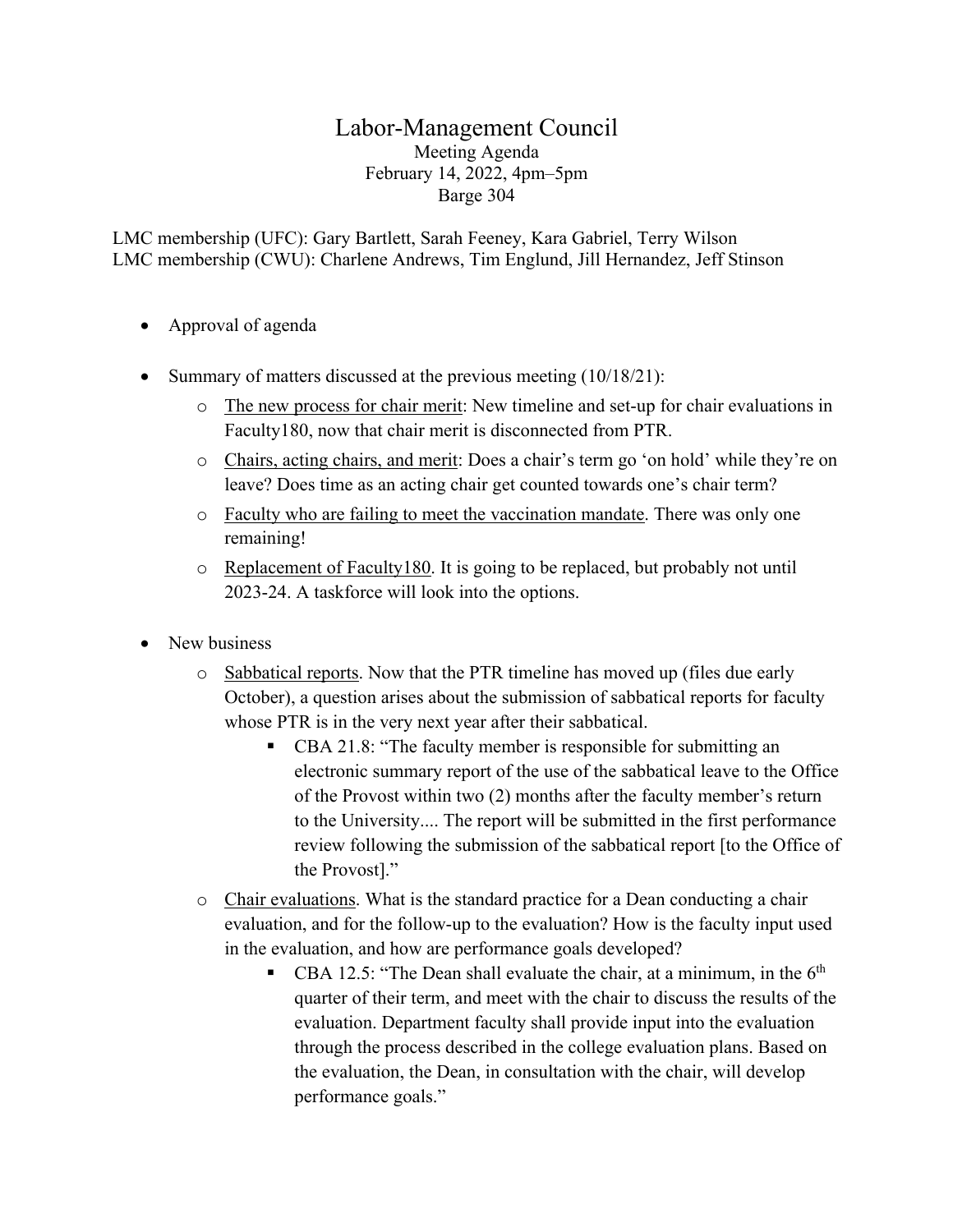# Labor-Management Council

Meeting Agenda
February 14, 2022, 4pm–5pm
Barge 304

LMC membership (UFC): Gary Bartlett, Sarah Feeney, Kara Gabriel, Terry Wilson
LMC membership (CWU): Charlene Andrews, Tim Englund, Jill Hernandez, Jeff Stinson

- Approval of agenda
- Summary of matters discussed at the previous meeting (10/18/21):
  - The new process for chair merit: New timeline and set-up for chair evaluations in Faculty180, now that chair merit is disconnected from PTR.
  - Chairs, acting chairs, and merit: Does a chair's term go 'on hold' while they're on leave? Does time as an acting chair get counted towards one's chair term?
  - Faculty who are failing to meet the vaccination mandate. There was only one remaining!
  - Replacement of Faculty180. It is going to be replaced, but probably not until 2023-24. A taskforce will look into the options.
- New business
  - Sabbatical reports. Now that the PTR timeline has moved up (files due early October), a question arises about the submission of sabbatical reports for faculty whose PTR is in the very next year after their sabbatical.
    - CBA 21.8: "The faculty member is responsible for submitting an electronic summary report of the use of the sabbatical leave to the Office of the Provost within two (2) months after the faculty member's return to the University.... The report will be submitted in the first performance review following the submission of the sabbatical report [to the Office of the Provost]."
  - Chair evaluations. What is the standard practice for a Dean conducting a chair evaluation, and for the follow-up to the evaluation? How is the faculty input used in the evaluation, and how are performance goals developed?
    - CBA 12.5: "The Dean shall evaluate the chair, at a minimum, in the 6th quarter of their term, and meet with the chair to discuss the results of the evaluation. Department faculty shall provide input into the evaluation through the process described in the college evaluation plans. Based on the evaluation, the Dean, in consultation with the chair, will develop performance goals."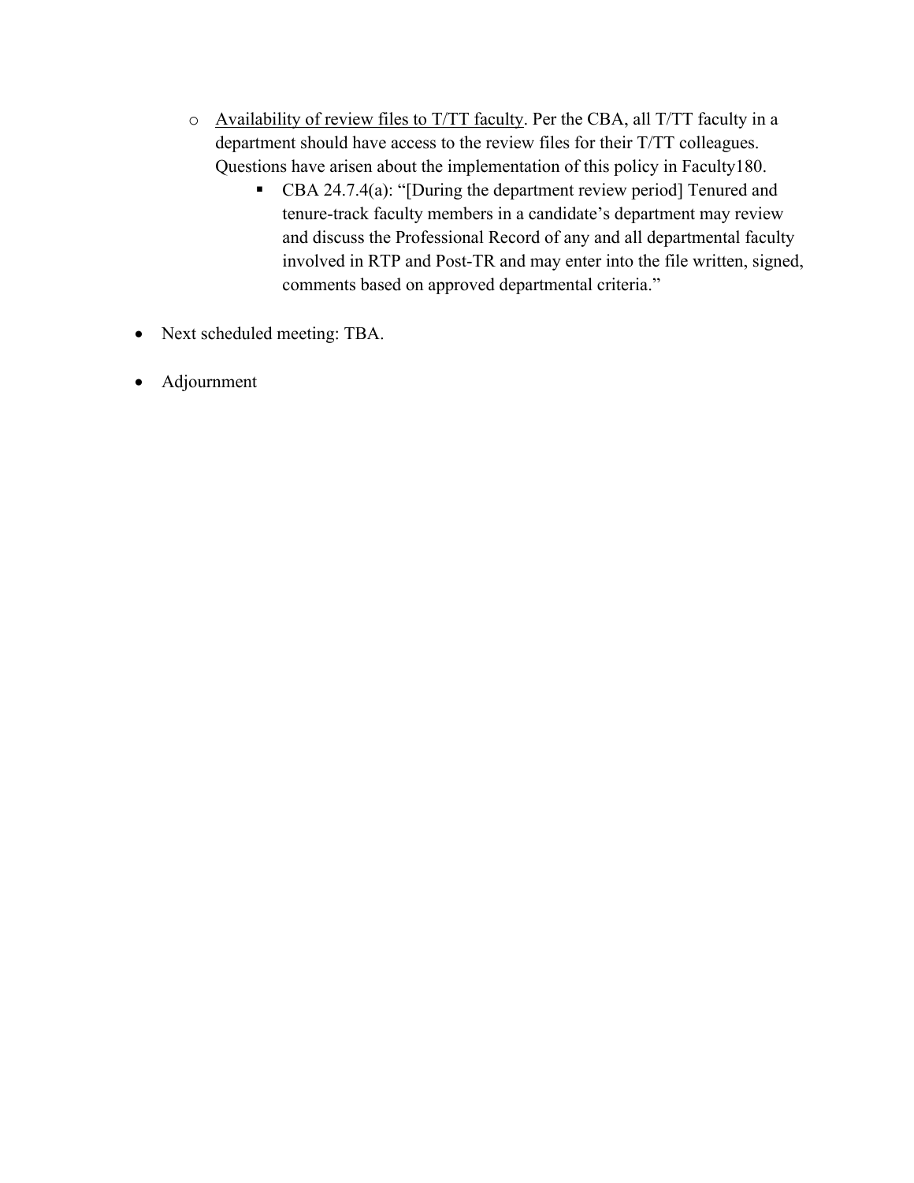- <u>Availability of review files to T/TT faculty</u>. Per the CBA, all T/TT faculty in a department should have access to the review files for their T/TT colleagues. Questions have arisen about the implementation of this policy in Faculty180.
    - CBA 24.7.4(a): "[During the department review period] Tenured and tenure-track faculty members in a candidate's department may review and discuss the Professional Record of any and all departmental faculty involved in RTP and Post-TR and may enter into the file written, signed, comments based on approved departmental criteria."

- Next scheduled meeting: TBA.

- Adjournment